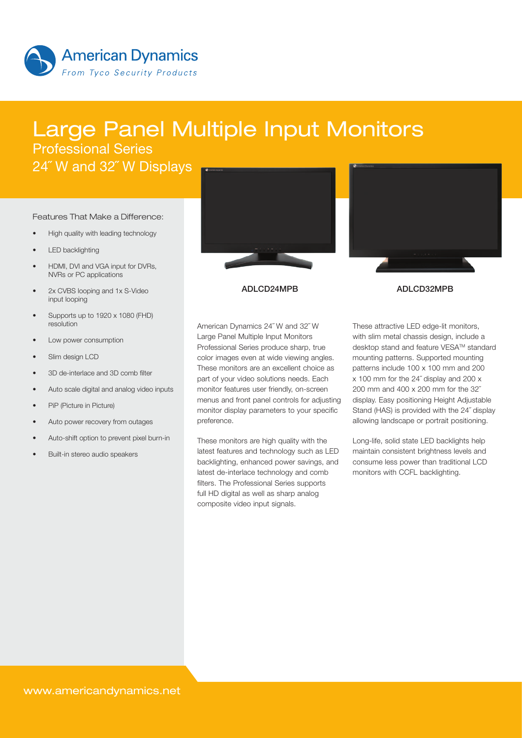American Dynamics

*From Tyco Security Products*

# Large Panel Multiple Input Monitors

## Professional Series

## 24˝ W and 32˝ W Displays

### Features That Make a Difference:

- High quality with leading technology
- LED backlighting
- HDMI, DVI and VGA input for DVRs, NVRs or PC applications
- 2x CVBS looping and 1x S-Video input looping
- Supports up to 1920 x 1080 (FHD) resolution
- Low power consumption
- Slim design LCD
- 3D de-interlace and 3D comb filter
- Auto scale digital and analog video inputs
- PiP (Picture in Picture)
- Auto power recovery from outages
- Auto-shift option to prevent pixel burn-in
- Built-in stereo audio speakers

**ADLCD24MPB**

**ADLCD32MPB**

American Dynamics 24˝ W and 32˝ W Large Panel Multiple Input Monitors Professional Series produce sharp, true color images even at wide viewing angles. These monitors are an excellent choice as part of your video solutions needs. Each monitor features user friendly, on-screen menus and front panel controls for adjusting monitor display parameters to your specific preference.

These monitors are high quality with the latest features and technology such as LED backlighting, enhanced power savings, and latest de-interlace technology and comb filters. The Professional Series supports full HD digital as well as sharp analog composite video input signals.

These attractive LED edge-lit monitors, with slim metal chassis design, include a desktop stand and feature VESA™ standard mounting patterns. Supported mounting patterns include 100 x 100 mm and 200 x 100 mm for the 24˝ display and 200 x 200 mm and 400 x 200 mm for the 32˝ display. Easy positioning Height Adjustable Stand (HAS) is provided with the 24˝ display allowing landscape or portrait positioning.

Long-life, solid state LED backlights help maintain consistent brightness levels and consume less power than traditional LCD monitors with CCFL backlighting.

www.americandynamics.net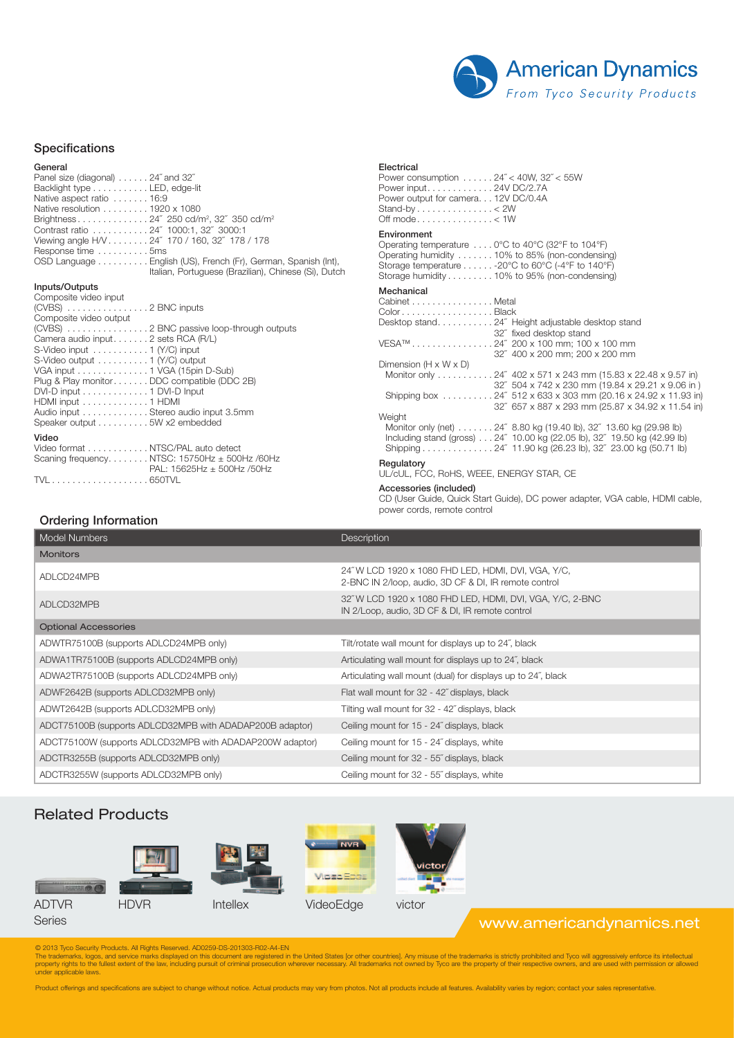American Dynamics
*From Tyco Security Products*

## Specifications

### General

Panel size (diagonal) . . . . . . 24˝ and 32˝
Backlight type . . . . . . . . . . . LED, edge-lit
Native aspect ratio . . . . . . . 16:9
Native resolution . . . . . . . . . 1920 x 1080
Brightness . . . . . . . . . . . . . . 24˝ 250 cd/m², 32˝ 350 cd/m²
Contrast ratio . . . . . . . . . . . 24˝ 1000:1, 32˝ 3000:1
Viewing angle H/V . . . . . . . . 24˝ 170 / 160, 32˝ 178 / 178
Response time . . . . . . . . . . 5ms
OSD Language . . . . . . . . . . English (US), French (Fr), German, Spanish (Int), Italian, Portuguese (Brazilian), Chinese (Si), Dutch

### Inputs/Outputs

Composite video input (CVBS) . . . . . . . . . . . . . . . . 2 BNC inputs
Composite video output (CVBS) . . . . . . . . . . . . . . . . 2 BNC passive loop-through outputs
Camera audio input . . . . . . . 2 sets RCA (R/L)
S-Video input . . . . . . . . . . . 1 (Y/C) input
S-Video output . . . . . . . . . . 1 (Y/C) output
VGA input . . . . . . . . . . . . . . 1 VGA (15pin D-Sub)
Plug & Play monitor . . . . . . . DDC compatible (DDC 2B)
DVI-D input . . . . . . . . . . . . . 1 DVI-D Input
HDMI input . . . . . . . . . . . . . 1 HDMI
Audio input . . . . . . . . . . . . . Stereo audio input 3.5mm
Speaker output . . . . . . . . . . 5W x2 embedded

### Video

Video format . . . . . . . . . . . . NTSC/PAL auto detect
Scaning frequency. . . . . . . . NTSC: 15750Hz ± 500Hz /60Hz
PAL: 15625Hz ± 500Hz /50Hz
TVL . . . . . . . . . . . . . . . . . . . 650TVL

### Electrical

Power consumption . . . . . . 24˝ < 40W, 32˝ < 55W
Power input. . . . . . . . . . . . . 24V DC/2.7A
Power output for camera. . . 12V DC/0.4A
Stand-by . . . . . . . . . . . . . . . < 2W
Off mode. . . . . . . . . . . . . . . < 1W

### Environment

Operating temperature . . . . 0°C to 40°C (32°F to 104°F)
Operating humidity . . . . . . . 10% to 85% (non-condensing)
Storage temperature . . . . . . -20°C to 60°C (-4°F to 140°F)
Storage humidity . . . . . . . . . 10% to 95% (non-condensing)

### Mechanical

Cabinet . . . . . . . . . . . . . . . . Metal
Color . . . . . . . . . . . . . . . . . . Black
Desktop stand. . . . . . . . . . . 24˝ Height adjustable desktop stand
32˝ fixed desktop stand
VESA™ . . . . . . . . . . . . . . . . 24˝ 200 x 100 mm; 100 x 100 mm
32˝ 400 x 200 mm; 200 x 200 mm
Dimension (H x W x D)
Monitor only . . . . . . . . . . . 24˝ 402 x 571 x 243 mm (15.83 x 22.48 x 9.57 in)
32˝ 504 x 742 x 230 mm (19.84 x 29.21 x 9.06 in )
Shipping box . . . . . . . . . . 24˝ 512 x 633 x 303 mm (20.16 x 24.92 x 11.93 in)
32˝ 657 x 887 x 293 mm (25.87 x 34.92 x 11.54 in)
Weight
Monitor only (net) . . . . . . . 24˝ 8.80 kg (19.40 lb), 32˝ 13.60 kg (29.98 lb)
Including stand (gross) . . . 24˝ 10.00 kg (22.05 lb), 32˝ 19.50 kg (42.99 lb)
Shipping . . . . . . . . . . . . . . 24˝ 11.90 kg (26.23 lb), 32˝ 23.00 kg (50.71 lb)

### Regulatory

UL/cUL, FCC, RoHS, WEEE, ENERGY STAR, CE

### Accessories (included)

CD (User Guide, Quick Start Guide), DC power adapter, VGA cable, HDMI cable, power cords, remote control

## Ordering Information

| Model Numbers | Description |
|---|---|
| **Monitors** | |
| ADLCD24MPB | 24˝W LCD 1920 x 1080 FHD LED, HDMI, DVI, VGA, Y/C, 2-BNC IN 2/loop, audio, 3D CF & DI, IR remote control |
| ADLCD32MPB | 32˝W LCD 1920 x 1080 FHD LED, HDMI, DVI, VGA, Y/C, 2-BNC IN 2/Loop, audio, 3D CF & DI, IR remote control |
| **Optional Accessories** | |
| ADWTR75100B (supports ADLCD24MPB only) | Tilt/rotate wall mount for displays up to 24˝, black |
| ADWA1TR75100B (supports ADLCD24MPB only) | Articulating wall mount for displays up to 24˝, black |
| ADWA2TR75100B (supports ADLCD24MPB only) | Articulating wall mount (dual) for displays up to 24˝, black |
| ADWF2642B (supports ADLCD32MPB only) | Flat wall mount for 32 - 42˝ displays, black |
| ADWT2642B (supports ADLCD32MPB only) | Tilting wall mount for 32 - 42˝ displays, black |
| ADCT75100B (supports ADLCD32MPB with ADADAP200B adaptor) | Ceiling mount for 15 - 24˝ displays, black |
| ADCT75100W (supports ADLCD32MPB with ADADAP200W adaptor) | Ceiling mount for 15 - 24˝ displays, white |
| ADCTR3255B (supports ADLCD32MPB only) | Ceiling mount for 32 - 55˝ displays, black |
| ADCTR3255W (supports ADLCD32MPB only) | Ceiling mount for 32 - 55˝ displays, white |

## Related Products

ADTVR Series

HDVR

Intellex

VideoEdge

victor

www.americandynamics.net

© 2013 Tyco Security Products. All Rights Reserved. AD0259-DS-201303-R02-A4-EN
The trademarks, logos, and service marks displayed on this document are registered in the United States [or other countries]. Any misuse of the trademarks is strictly prohibited and Tyco will aggressively enforce its intellectual property rights to the fullest extent of the law, including pursuit of criminal prosecution wherever necessary. All trademarks not owned by Tyco are the property of their respective owners, and are used with permission or allowed under applicable laws.

Product offerings and specifications are subject to change without notice. Actual products may vary from photos. Not all products include all features. Availability varies by region; contact your sales representative.